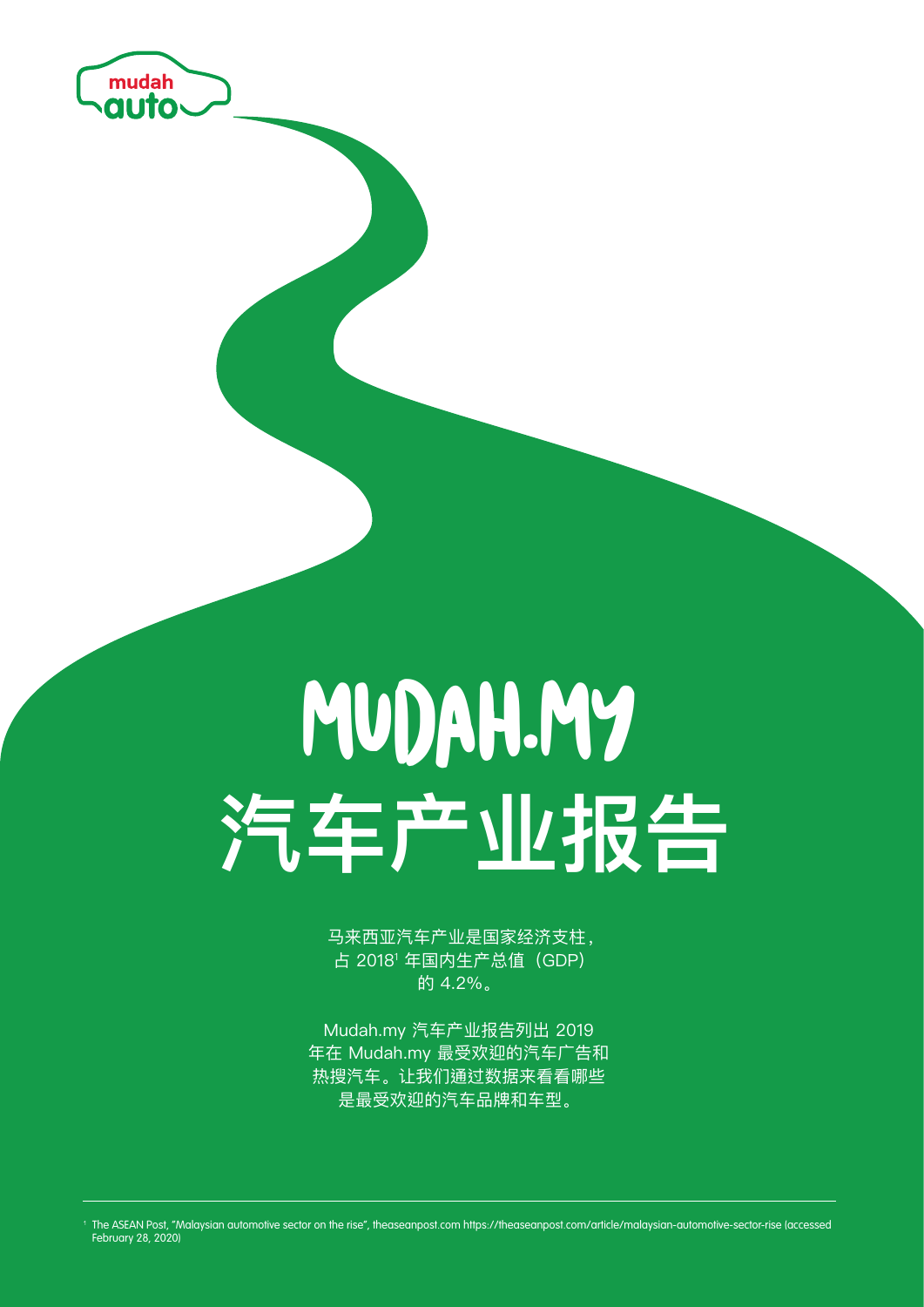mudah auto

# MUDAH.MY 汽车产业报告

马来西亚汽车产业是国家经济支柱，占 2018[1] 年国内生产总值（GDP）的 4.2%。

Mudah.my 汽车产业报告列出 2019 年在 Mudah.my 最受欢迎的汽车广告和热搜汽车。让我们通过数据来看看哪些是最受欢迎的汽车品牌和车型。

[1] The ASEAN Post, "Malaysian automotive sector on the rise", theaseanpost.com https://theaseanpost.com/article/malaysian-automotive-sector-rise (accessed February 28, 2020)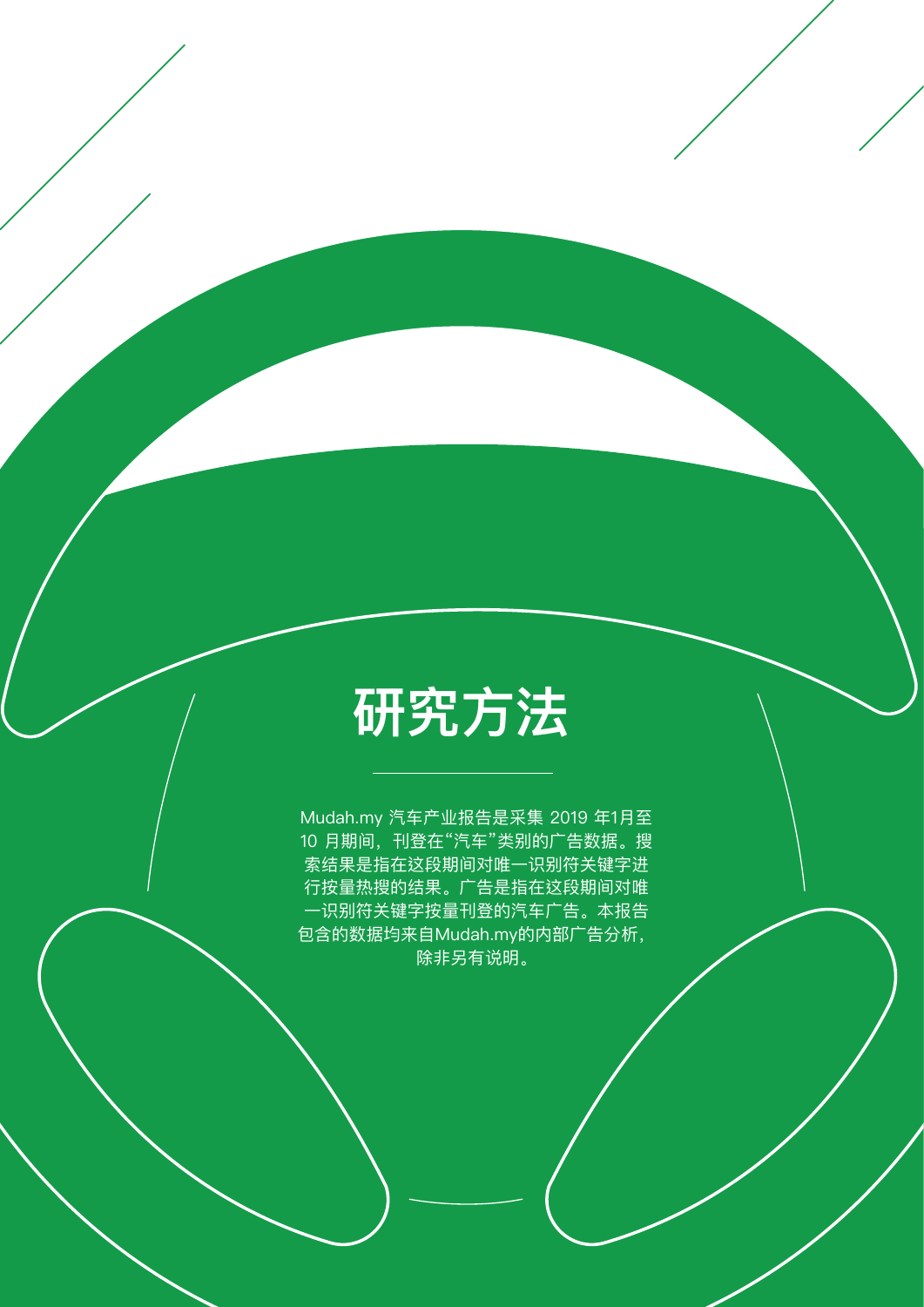# 研究方法

Mudah.my 汽车产业报告是采集 2019 年1月至10 月期间，刊登在“汽车”类别的广告数据。搜索结果是指在这段期间对唯一识别符关键字进行按量热搜的结果。广告是指在这段期间对唯一识别符关键字按量刊登的汽车广告。本报告包含的数据均来自Mudah.my的内部广告分析，除非另有说明。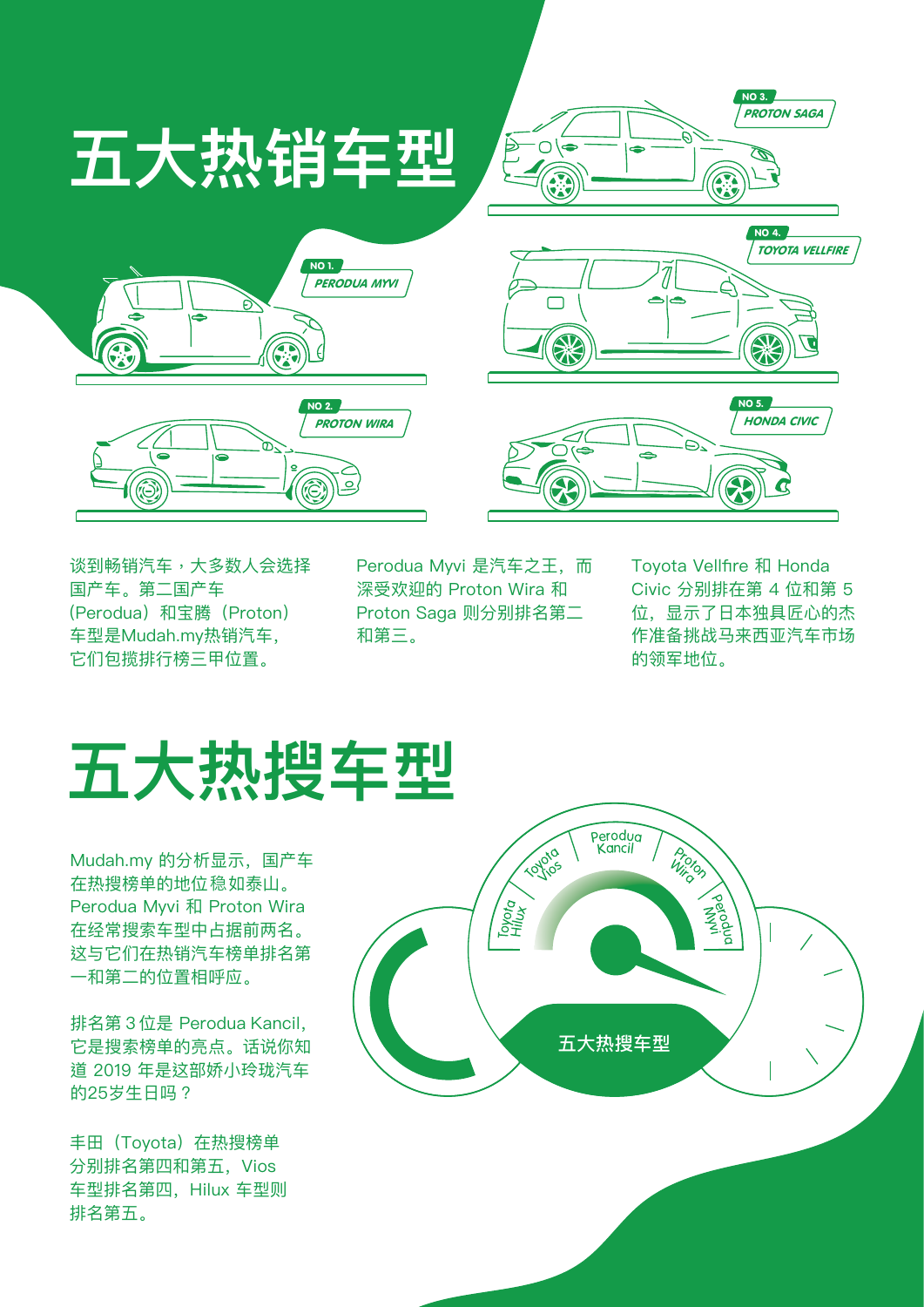# 五大热销车型

NO 1. PERODUA MYVI

NO 2. PROTON WIRA

NO 3. PROTON SAGA

NO 4. TOYOTA VELLFIRE

NO 5. HONDA CIVIC

谈到畅销汽车，大多数人会选择国产车。第二国产车（Perodua）和宝腾（Proton）车型是Mudah.my热销汽车，它们包揽排行榜三甲位置。

Perodua Myvi 是汽车之王，而深受欢迎的 Proton Wira 和 Proton Saga 则分别排名第二和第三。

Toyota Vellfire 和 Honda Civic 分别排在第 4 位和第 5 位，显示了日本独具匠心的杰作准备挑战马来西亚汽车市场的领军地位。

# 五大热搜车型

Mudah.my 的分析显示，国产车在热搜榜单的地位稳如泰山。Perodua Myvi 和 Proton Wira 在经常搜索车型中占据前两名。这与它们在热销汽车榜单排名第一和第二的位置相呼应。

排名第 3 位是 Perodua Kancil，它是搜索榜单的亮点。话说你知道 2019 年是这部娇小玲珑汽车的25岁生日吗？

丰田（Toyota）在热搜榜单分别排名第四和第五，Vios 车型排名第四，Hilux 车型则排名第五。

五大热搜车型：Perodua Myvi、Proton Wira、Perodua Kancil、Toyota Vios、Toyota Hilux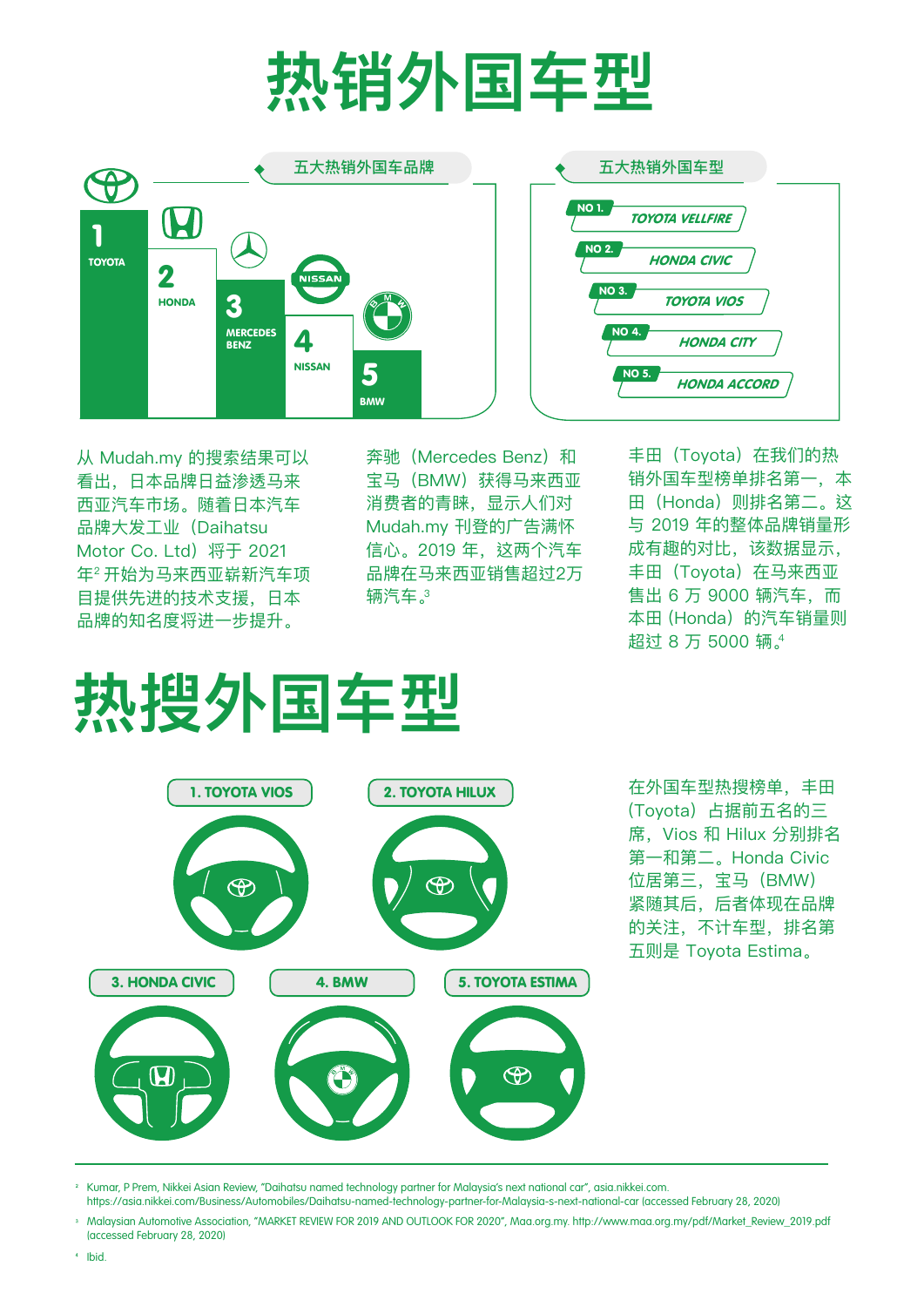# 热销外国车型

## 五大热销外国车品牌

1. TOYOTA
2. HONDA
3. MERCEDES BENZ
4. NISSAN
5. BMW

## 五大热销外国车型

- NO 1. TOYOTA VELLFIRE
- NO 2. HONDA CIVIC
- NO 3. TOYOTA VIOS
- NO 4. HONDA CITY
- NO 5. HONDA ACCORD

从 Mudah.my 的搜索结果可以看出，日本品牌日益渗透马来西亚汽车市场。随着日本汽车品牌大发工业（Daihatsu Motor Co. Ltd）将于 2021 年[2] 开始为马来西亚崭新汽车项目提供先进的技术支援，日本品牌的知名度将进一步提升。

奔驰（Mercedes Benz）和宝马（BMW）获得马来西亚消费者的青睐，显示人们对 Mudah.my 刊登的广告满怀信心。2019 年，这两个汽车品牌在马来西亚销售超过2万辆汽车。[3]

丰田（Toyota）在我们的热销外国车型榜单排名第一，本田（Honda）则排名第二。这与 2019 年的整体品牌销量形成有趣的对比，该数据显示，丰田（Toyota）在马来西亚售出 6 万 9000 辆汽车，而本田 (Honda) 的汽车销量则超过 8 万 5000 辆。[4]

# 热搜外国车型

1. TOYOTA VIOS
2. TOYOTA HILUX
3. HONDA CIVIC
4. BMW
5. TOYOTA ESTIMA

在外国车型热搜榜单，丰田(Toyota）占据前五名的三席，Vios 和 Hilux 分别排名第一和第二。Honda Civic 位居第三，宝马（BMW）紧随其后，后者体现在品牌的关注，不计车型，排名第五则是 Toyota Estima。

---

[2] Kumar, P Prem, Nikkei Asian Review, "Daihatsu named technology partner for Malaysia's next national car", asia.nikkei.com. https://asia.nikkei.com/Business/Automobiles/Daihatsu-named-technology-partner-for-Malaysia-s-next-national-car (accessed February 28, 2020)

[3] Malaysian Automotive Association, "MARKET REVIEW FOR 2019 AND OUTLOOK FOR 2020", Maa.org.my. http://www.maa.org.my/pdf/Market_Review_2019.pdf (accessed February 28, 2020)

[4] Ibid.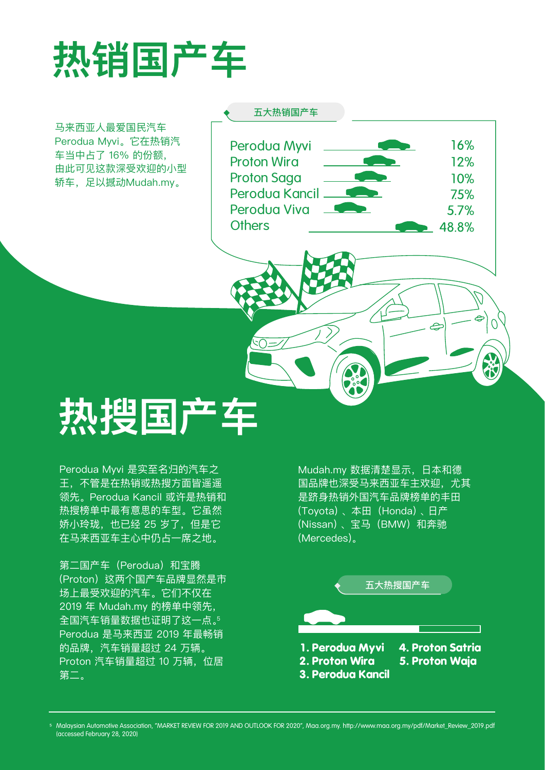# 热销国产车

马来西亚人最爱国民汽车 Perodua Myvi。它在热销汽车当中占了 16% 的份额，由此可见这款深受欢迎的小型轿车，足以撼动Mudah.my。

五大热销国产车

Perodua Myvi 16%
Proton Wira 12%
Proton Saga 10%
Perodua Kancil 7.5%
Perodua Viva 5.7%
Others 48.8%

# 热搜国产车

Perodua Myvi 是实至名归的汽车之王，不管是在热销或热搜方面皆遥遥领先。Perodua Kancil 或许是热销和热搜榜单中最有意思的车型。它虽然娇小玲珑，也已经 25 岁了，但是它在马来西亚车主心中仍占一席之地。

第二国产车（Perodua）和宝腾（Proton）这两个国产车品牌显然是市场上最受欢迎的汽车。它们不仅在 2019 年 Mudah.my 的榜单中领先，全国汽车销量数据也证明了这一点。[5] Perodua 是马来西亚 2019 年最畅销的品牌，汽车销量超过 24 万辆。Proton 汽车销量超过 10 万辆，位居第二。

Mudah.my 数据清楚显示，日本和德国品牌也深受马来西亚车主欢迎，尤其是跻身热销外国汽车品牌榜单的丰田（Toyota）、本田（Honda）、日产（Nissan）、宝马（BMW）和奔驰（Mercedes）。

五大热搜国产车

**1. Perodua Myvi**
**2. Proton Wira**
**3. Perodua Kancil**
**4. Proton Satria**
**5. Proton Waja**

[5] Malaysian Automotive Association, "MARKET REVIEW FOR 2019 AND OUTLOOK FOR 2020", Maa.org.my. http://www.maa.org.my/pdf/Market_Review_2019.pdf (accessed February 28, 2020)